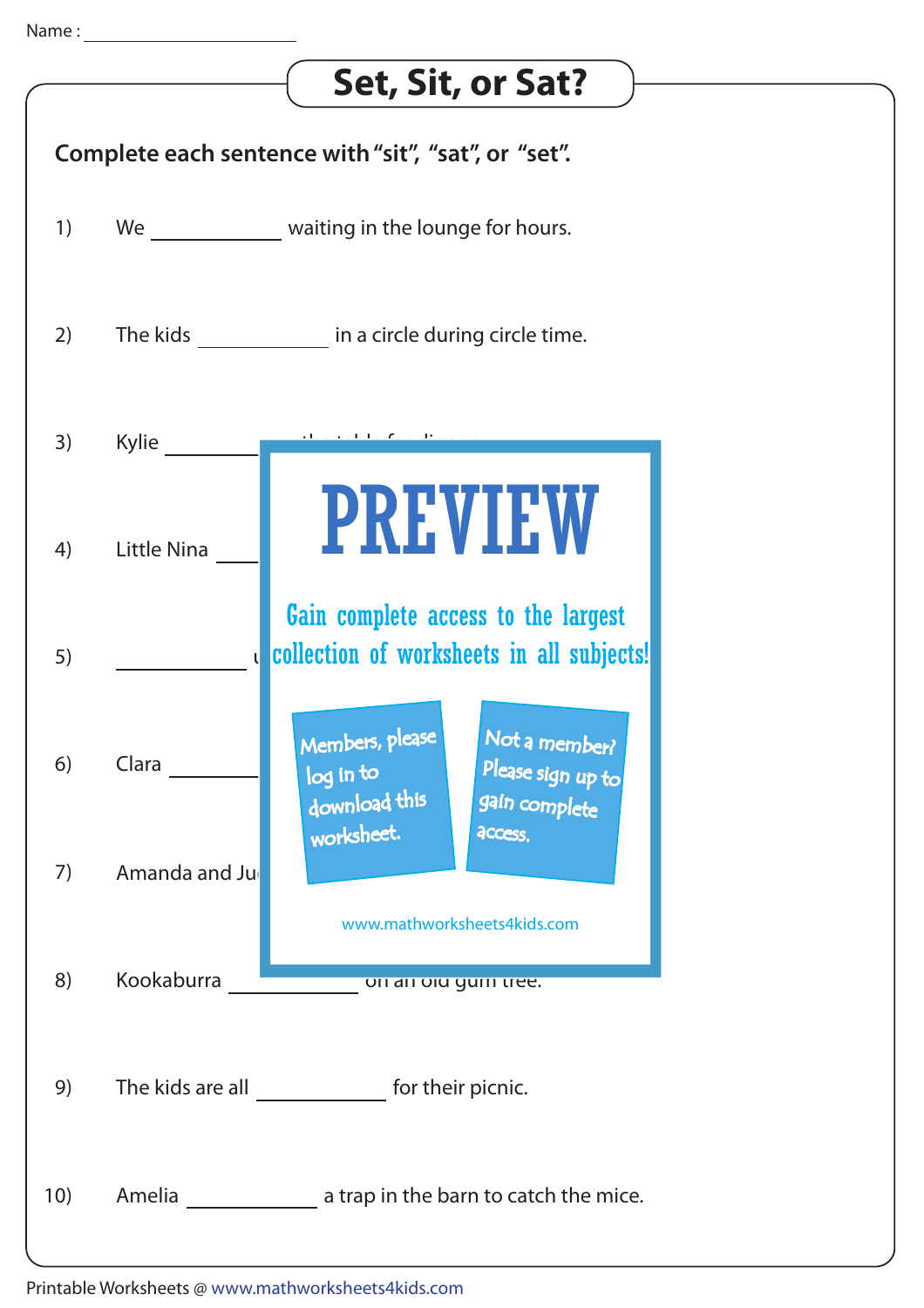Name : ______________________

# Set, Sit, or Sat?

**Complete each sentence with "sit", "sat", or "set".**

1) We ____________ waiting in the lounge for hours.

2) The kids ____________ in a circle during circle time.

3) Kylie ____________

4) Little Nina ____________

5) ____________

6) Clara ____________

7) Amanda and Ju

**PREVIEW**

Gain complete access to the largest collection of worksheets in all subjects!

Members, please log in to download this worksheet.

Not a member? Please sign up to gain complete access.

www.mathworksheets4kids.com

8) Kookaburra ____________ on an old gum tree.

9) The kids are all ____________ for their picnic.

10) Amelia ____________ a trap in the barn to catch the mice.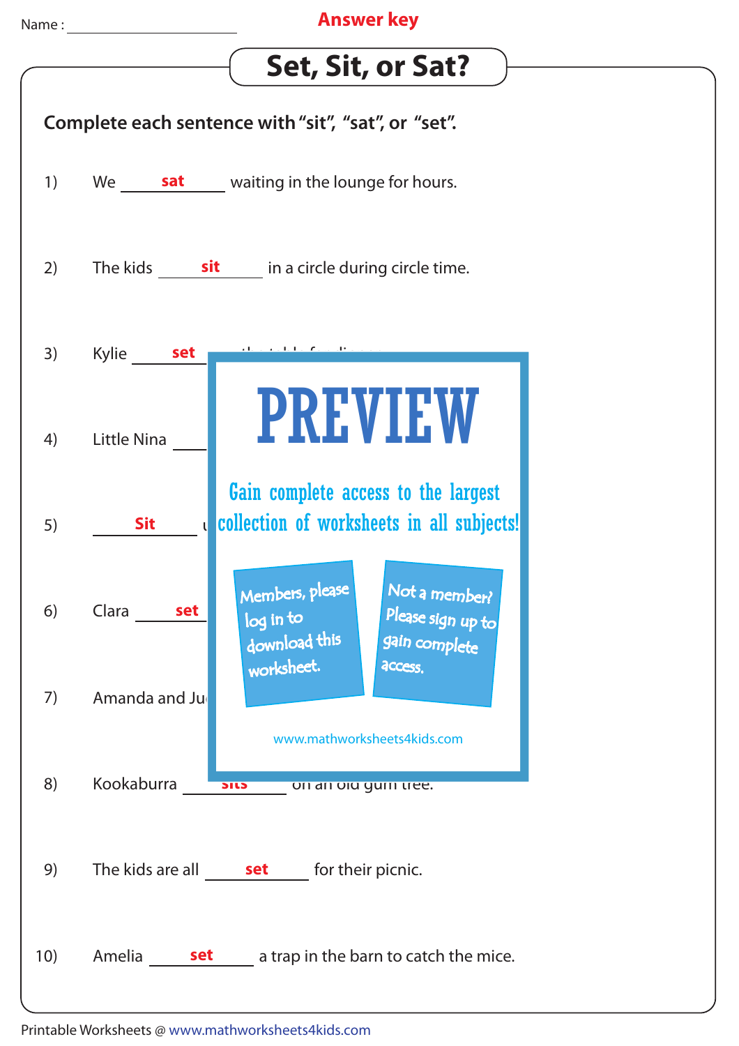Name : ____________________

**Answer key**

# Set, Sit, or Sat?

**Complete each sentence with "sit", "sat", or "set".**

1) We ___sat___ waiting in the lounge for hours.

2) The kids ___sit___ in a circle during circle time.

3) Kylie ___set___ the table for dinner.

4) Little Nina

5) ___Sit___

6) Clara ___set___

7) Amanda and Ju

8) Kookaburra ___sits___ on an old gum tree.

9) The kids are all ___set___ for their picnic.

10) Amelia ___set___ a trap in the barn to catch the mice.

PREVIEW

Gain complete access to the largest collection of worksheets in all subjects!

Members, please log in to download this worksheet.

Not a member? Please sign up to gain complete access.

www.mathworksheets4kids.com

Printable Worksheets @ www.mathworksheets4kids.com